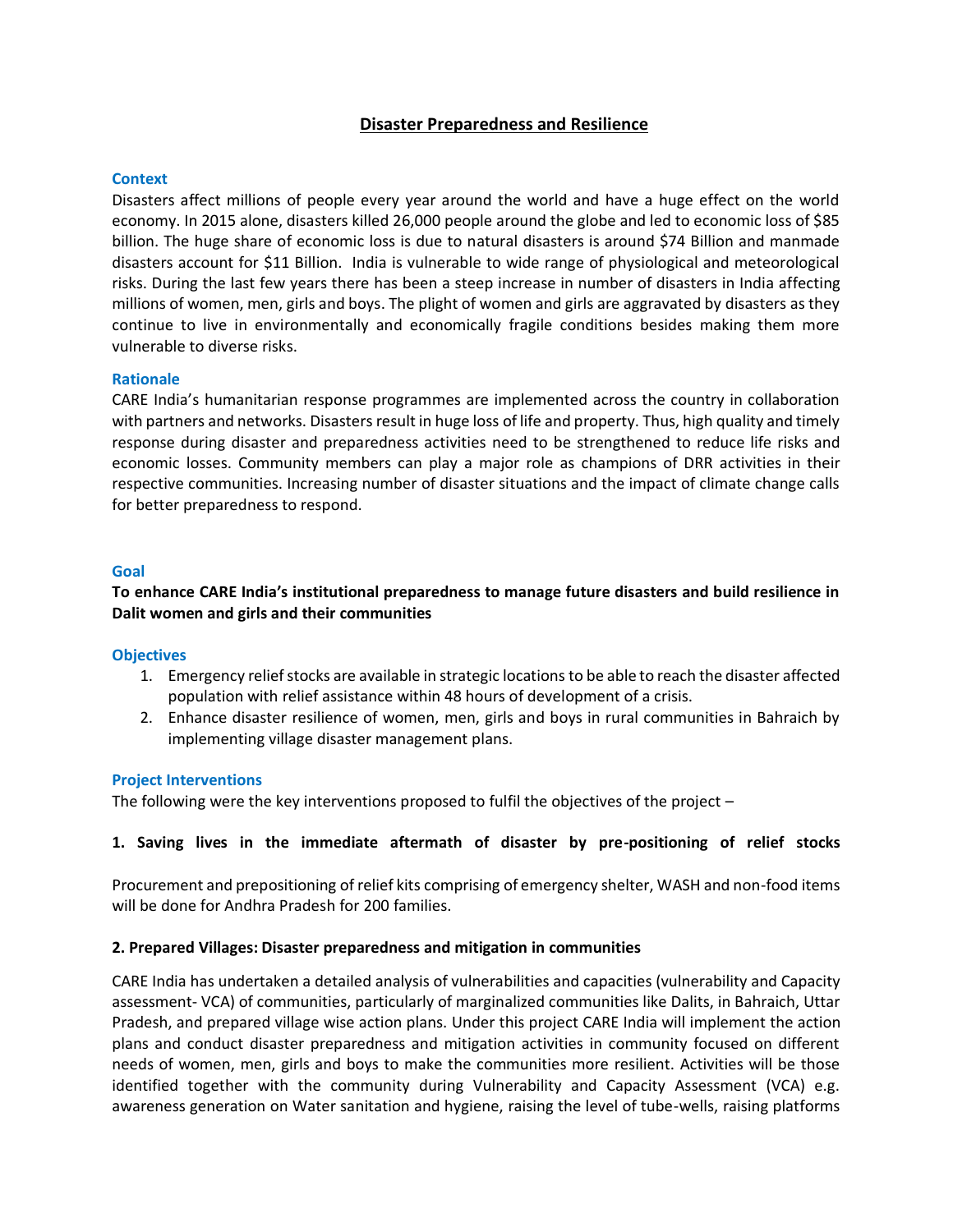# Disaster Preparedness and Resilience

## Context

Disasters affect millions of people every year around the world and have a huge effect on the world economy. In 2015 alone, disasters killed 26,000 people around the globe and led to economic loss of $85 billion. The huge share of economic loss is due to natural disasters is around $74 Billion and manmade disasters account for $11 Billion. India is vulnerable to wide range of physiological and meteorological risks. During the last few years there has been a steep increase in number of disasters in India affecting millions of women, men, girls and boys. The plight of women and girls are aggravated by disasters as they continue to live in environmentally and economically fragile conditions besides making them more vulnerable to diverse risks.

## Rationale

CARE India's humanitarian response programmes are implemented across the country in collaboration with partners and networks. Disasters result in huge loss of life and property. Thus, high quality and timely response during disaster and preparedness activities need to be strengthened to reduce life risks and economic losses. Community members can play a major role as champions of DRR activities in their respective communities. Increasing number of disaster situations and the impact of climate change calls for better preparedness to respond.

## Goal

**To enhance CARE India's institutional preparedness to manage future disasters and build resilience in Dalit women and girls and their communities**

## Objectives

1. Emergency relief stocks are available in strategic locations to be able to reach the disaster affected population with relief assistance within 48 hours of development of a crisis.
2. Enhance disaster resilience of women, men, girls and boys in rural communities in Bahraich by implementing village disaster management plans.

## Project Interventions

The following were the key interventions proposed to fulfil the objectives of the project –

### 1. Saving lives in the immediate aftermath of disaster by pre-positioning of relief stocks

Procurement and prepositioning of relief kits comprising of emergency shelter, WASH and non-food items will be done for Andhra Pradesh for 200 families.

### 2. Prepared Villages: Disaster preparedness and mitigation in communities

CARE India has undertaken a detailed analysis of vulnerabilities and capacities (vulnerability and Capacity assessment- VCA) of communities, particularly of marginalized communities like Dalits, in Bahraich, Uttar Pradesh, and prepared village wise action plans. Under this project CARE India will implement the action plans and conduct disaster preparedness and mitigation activities in community focused on different needs of women, men, girls and boys to make the communities more resilient. Activities will be those identified together with the community during Vulnerability and Capacity Assessment (VCA) e.g. awareness generation on Water sanitation and hygiene, raising the level of tube-wells, raising platforms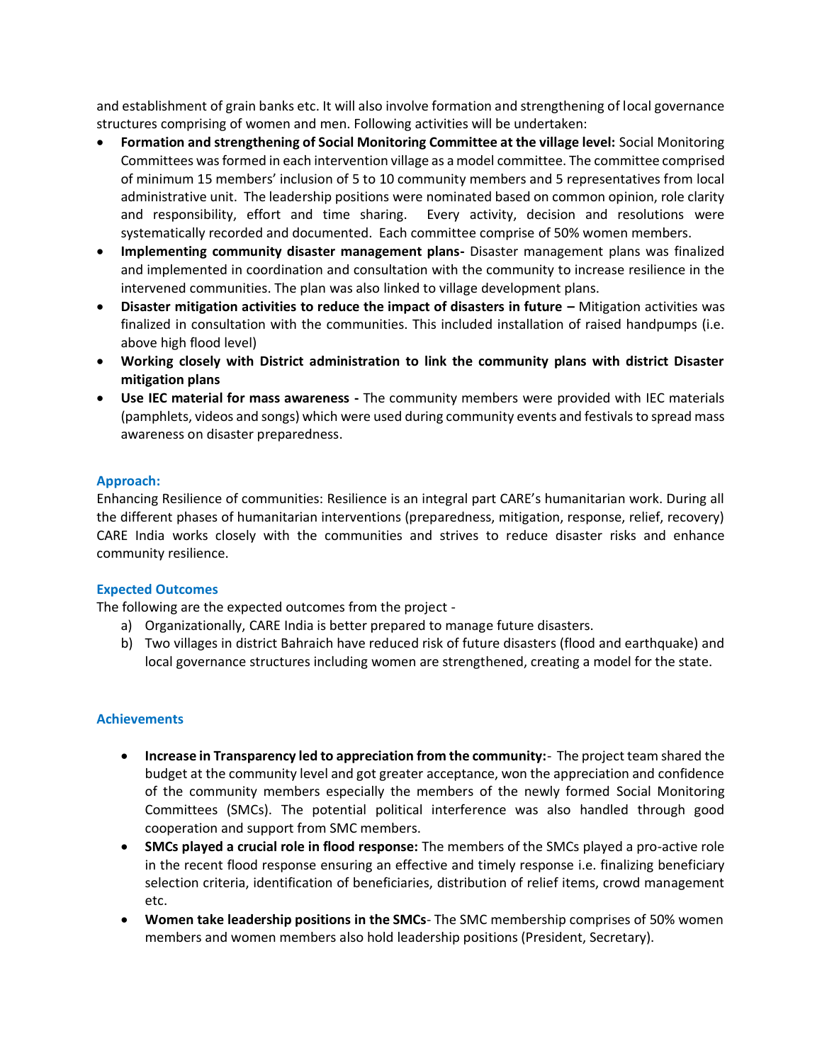and establishment of grain banks etc. It will also involve formation and strengthening of local governance structures comprising of women and men. Following activities will be undertaken:

- **Formation and strengthening of Social Monitoring Committee at the village level:** Social Monitoring Committees was formed in each intervention village as a model committee. The committee comprised of minimum 15 members' inclusion of 5 to 10 community members and 5 representatives from local administrative unit. The leadership positions were nominated based on common opinion, role clarity and responsibility, effort and time sharing. Every activity, decision and resolutions were systematically recorded and documented. Each committee comprise of 50% women members.
- **Implementing community disaster management plans-** Disaster management plans was finalized and implemented in coordination and consultation with the community to increase resilience in the intervened communities. The plan was also linked to village development plans.
- **Disaster mitigation activities to reduce the impact of disasters in future –** Mitigation activities was finalized in consultation with the communities. This included installation of raised handpumps (i.e. above high flood level)
- **Working closely with District administration to link the community plans with district Disaster mitigation plans**
- **Use IEC material for mass awareness -** The community members were provided with IEC materials (pamphlets, videos and songs) which were used during community events and festivals to spread mass awareness on disaster preparedness.

### Approach:

Enhancing Resilience of communities: Resilience is an integral part CARE's humanitarian work. During all the different phases of humanitarian interventions (preparedness, mitigation, response, relief, recovery) CARE India works closely with the communities and strives to reduce disaster risks and enhance community resilience.

### Expected Outcomes

The following are the expected outcomes from the project -

a) Organizationally, CARE India is better prepared to manage future disasters.
b) Two villages in district Bahraich have reduced risk of future disasters (flood and earthquake) and local governance structures including women are strengthened, creating a model for the state.

### Achievements

- **Increase in Transparency led to appreciation from the community:**- The project team shared the budget at the community level and got greater acceptance, won the appreciation and confidence of the community members especially the members of the newly formed Social Monitoring Committees (SMCs). The potential political interference was also handled through good cooperation and support from SMC members.
- **SMCs played a crucial role in flood response:** The members of the SMCs played a pro-active role in the recent flood response ensuring an effective and timely response i.e. finalizing beneficiary selection criteria, identification of beneficiaries, distribution of relief items, crowd management etc.
- **Women take leadership positions in the SMCs**- The SMC membership comprises of 50% women members and women members also hold leadership positions (President, Secretary).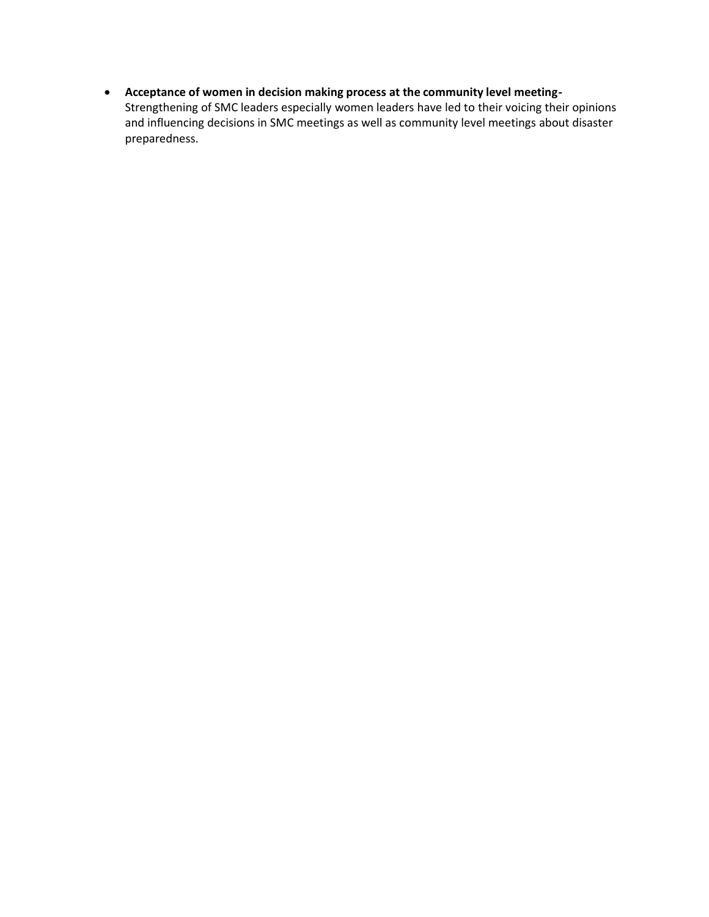- **Acceptance of women in decision making process at the community level meeting-** Strengthening of SMC leaders especially women leaders have led to their voicing their opinions and influencing decisions in SMC meetings as well as community level meetings about disaster preparedness.